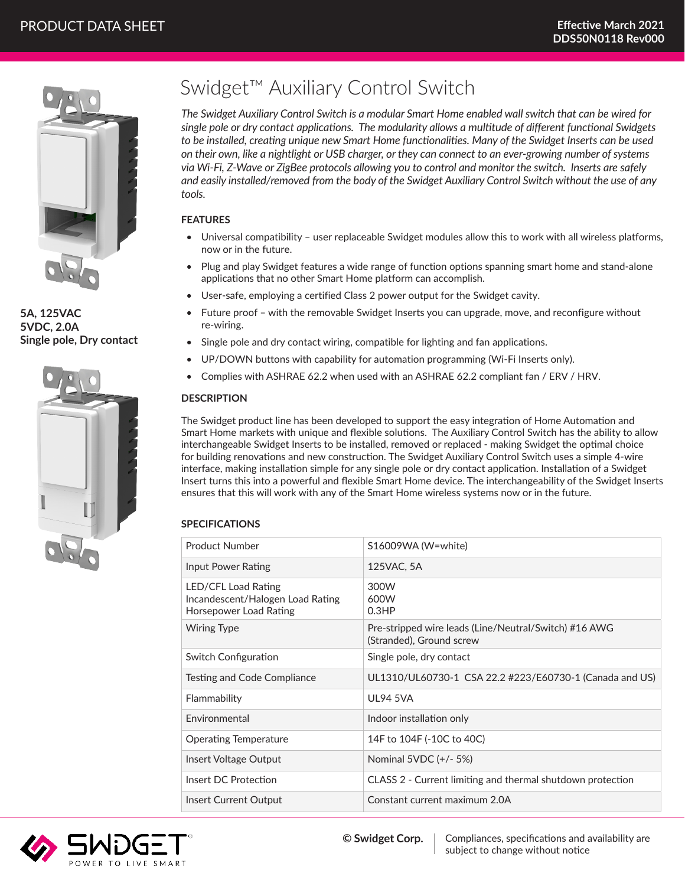PRODUCT DATA SHEET

**Effective March 2021**
**DDS50N0118 Rev000**

**5A, 125VAC**
**5VDC, 2.0A**
**Single pole, Dry contact**

# Swidget™ Auxiliary Control Switch

*The Swidget Auxiliary Control Switch is a modular Smart Home enabled wall switch that can be wired for single pole or dry contact applications. The modularity allows a multitude of different functional Swidgets to be installed, creating unique new Smart Home functionalities. Many of the Swidget Inserts can be used on their own, like a nightlight or USB charger, or they can connect to an ever-growing number of systems via Wi-Fi, Z-Wave or ZigBee protocols allowing you to control and monitor the switch. Inserts are safely and easily installed/removed from the body of the Swidget Auxiliary Control Switch without the use of any tools.*

## FEATURES

- Universal compatibility – user replaceable Swidget modules allow this to work with all wireless platforms, now or in the future.
- Plug and play Swidget features a wide range of function options spanning smart home and stand-alone applications that no other Smart Home platform can accomplish.
- User-safe, employing a certified Class 2 power output for the Swidget cavity.
- Future proof – with the removable Swidget Inserts you can upgrade, move, and reconfigure without re-wiring.
- Single pole and dry contact wiring, compatible for lighting and fan applications.
- UP/DOWN buttons with capability for automation programming (Wi-Fi Inserts only).
- Complies with ASHRAE 62.2 when used with an ASHRAE 62.2 compliant fan / ERV / HRV.

## DESCRIPTION

The Swidget product line has been developed to support the easy integration of Home Automation and Smart Home markets with unique and flexible solutions. The Auxiliary Control Switch has the ability to allow interchangeable Swidget Inserts to be installed, removed or replaced - making Swidget the optimal choice for building renovations and new construction. The Swidget Auxiliary Control Switch uses a simple 4-wire interface, making installation simple for any single pole or dry contact application. Installation of a Swidget Insert turns this into a powerful and flexible Smart Home device. The interchangeability of the Swidget Inserts ensures that this will work with any of the Smart Home wireless systems now or in the future.

## SPECIFICATIONS

| | |
|---|---|
| Product Number | S16009WA (W=white) |
| Input Power Rating | 125VAC, 5A |
| LED/CFL Load Rating<br>Incandescent/Halogen Load Rating<br>Horsepower Load Rating | 300W<br>600W<br>0.3HP |
| Wiring Type | Pre-stripped wire leads (Line/Neutral/Switch) #16 AWG (Stranded), Ground screw |
| Switch Configuration | Single pole, dry contact |
| Testing and Code Compliance | UL1310/UL60730-1 CSA 22.2 #223/E60730-1 (Canada and US) |
| Flammability | UL94 5VA |
| Environmental | Indoor installation only |
| Operating Temperature | 14F to 104F (-10C to 40C) |
| Insert Voltage Output | Nominal 5VDC (+/- 5%) |
| Insert DC Protection | CLASS 2 - Current limiting and thermal shutdown protection |
| Insert Current Output | Constant current maximum 2.0A |

SWIDGET® POWER TO LIVE SMART

**© Swidget Corp.** Compliances, specifications and availability are subject to change without notice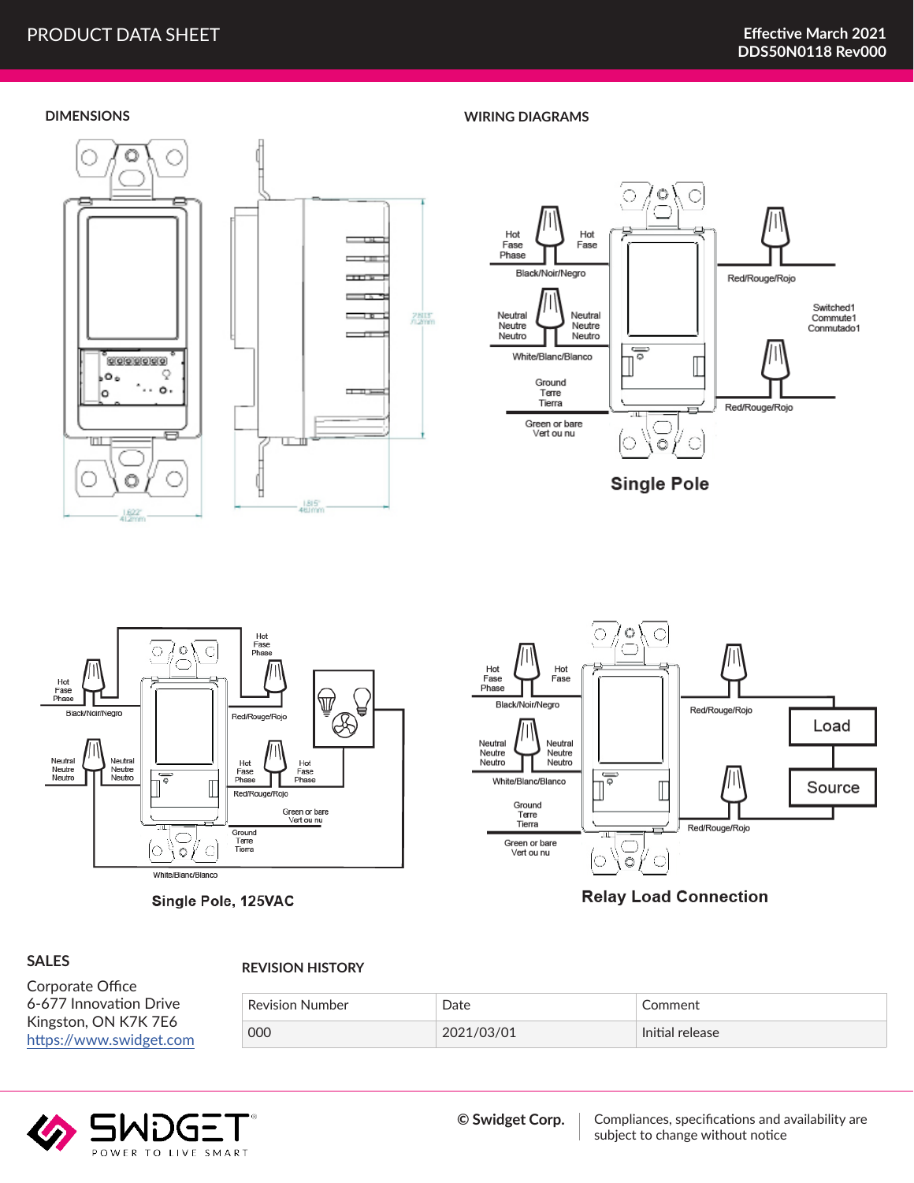## DIMENSIONS

2.803"
71.2mm

1.622"
41.2mm

1.815"
46.1mm

## WIRING DIAGRAMS

Hot
Fase
Phase

Hot
Fase

Black/Noir/Negro

Neutral
Neutre
Neutro

Neutral
Neutre
Neutro

White/Blanc/Blanco

Ground
Terre
Tierra

Green or bare
Vert ou nu

Red/Rouge/Rojo

Switched1
Commute1
Conmutado1

Red/Rouge/Rojo

**Single Pole**

Hot
Fase
Phase

Black/Noir/Negro

Hot
Fase
Phase

Red/Rouge/Rojo

Neutral
Neutre
Neutro

Neutral
Neutre
Neutro

Hot
Fase
Phase

Hot
Fase
Phase

Red/Rouge/Rojo

Green or bare
Vert ou nu

Ground
Terre
Tierra

White/Blanc/Blanco

**Single Pole, 125VAC**

Hot
Fase
Phase

Hot
Fase

Black/Noir/Negro

Neutral
Neutre
Neutro

Neutral
Neutre
Neutro

White/Blanc/Blanco

Ground
Terre
Tierra

Green or bare
Vert ou nu

Red/Rouge/Rojo

Load

Source

Red/Rouge/Rojo

**Relay Load Connection**

## SALES

Corporate Office
6-677 Innovation Drive
Kingston, ON K7K 7E6
https://www.swidget.com

## REVISION HISTORY

| Revision Number | Date | Comment |
|---|---|---|
| 000 | 2021/03/01 | Initial release |

© Swidget Corp. | Compliances, specifications and availability are subject to change without notice